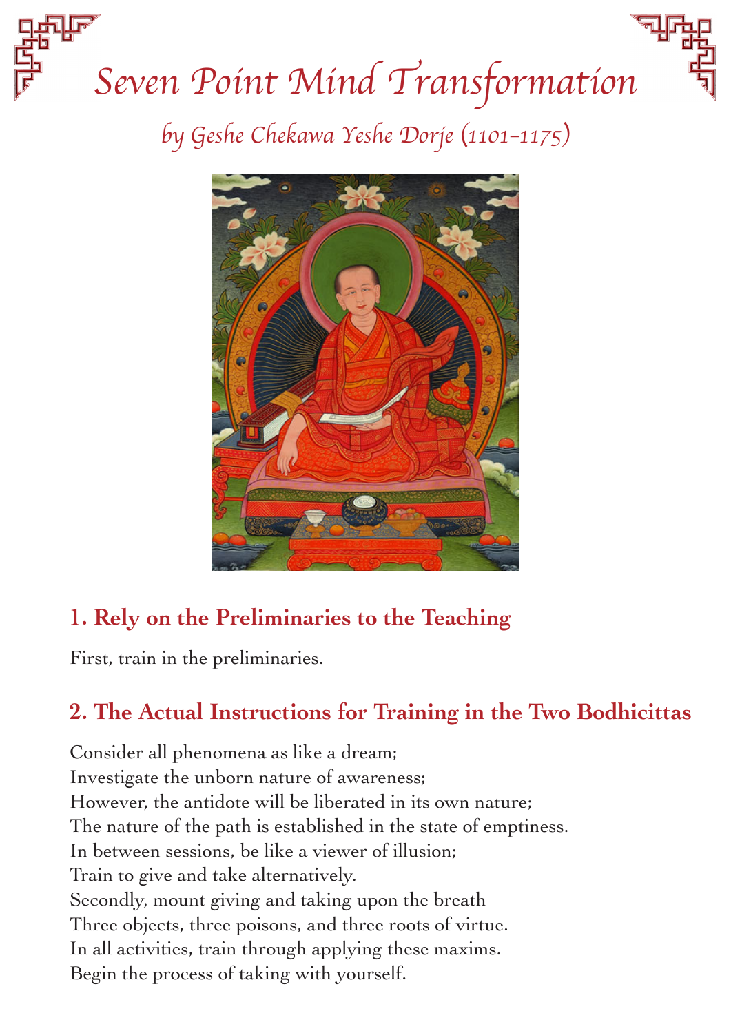# Seven Point Mind Transformation

*by Geshe Chekawa Yeshe Dorje (1101–1175)*

## 1. Rely on the Preliminaries to the Teaching

First, train in the preliminaries.

## 2. The Actual Instructions for Training in the Two Bodhicittas

Consider all phenomena as like a dream;
Investigate the unborn nature of awareness;
However, the antidote will be liberated in its own nature;
The nature of the path is established in the state of emptiness.
In between sessions, be like a viewer of illusion;
Train to give and take alternatively.
Secondly, mount giving and taking upon the breath
Three objects, three poisons, and three roots of virtue.
In all activities, train through applying these maxims.
Begin the process of taking with yourself.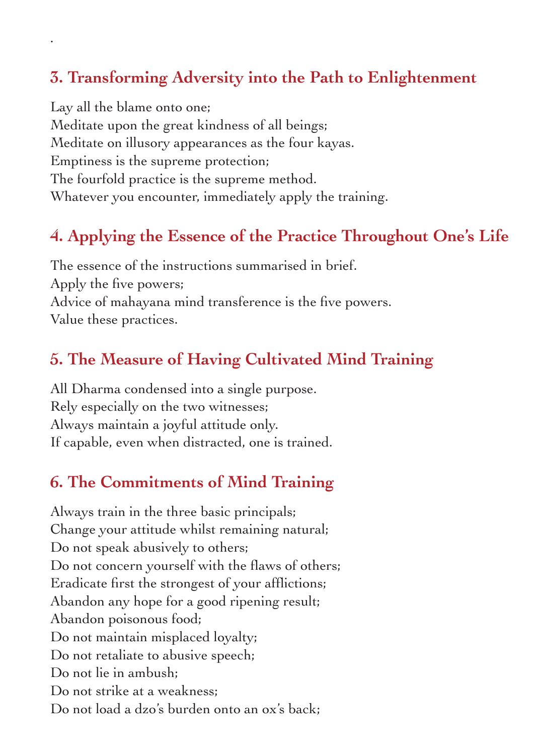## 3. Transforming Adversity into the Path to Enlightenment

Lay all the blame onto one;
Meditate upon the great kindness of all beings;
Meditate on illusory appearances as the four kayas.
Emptiness is the supreme protection;
The fourfold practice is the supreme method.
Whatever you encounter, immediately apply the training.

## 4. Applying the Essence of the Practice Throughout One's Life

The essence of the instructions summarised in brief.
Apply the five powers;
Advice of mahayana mind transference is the five powers.
Value these practices.

## 5. The Measure of Having Cultivated Mind Training

All Dharma condensed into a single purpose.
Rely especially on the two witnesses;
Always maintain a joyful attitude only.
If capable, even when distracted, one is trained.

## 6. The Commitments of Mind Training

Always train in the three basic principals;
Change your attitude whilst remaining natural;
Do not speak abusively to others;
Do not concern yourself with the flaws of others;
Eradicate first the strongest of your afflictions;
Abandon any hope for a good ripening result;
Abandon poisonous food;
Do not maintain misplaced loyalty;
Do not retaliate to abusive speech;
Do not lie in ambush;
Do not strike at a weakness;
Do not load a dzo's burden onto an ox's back;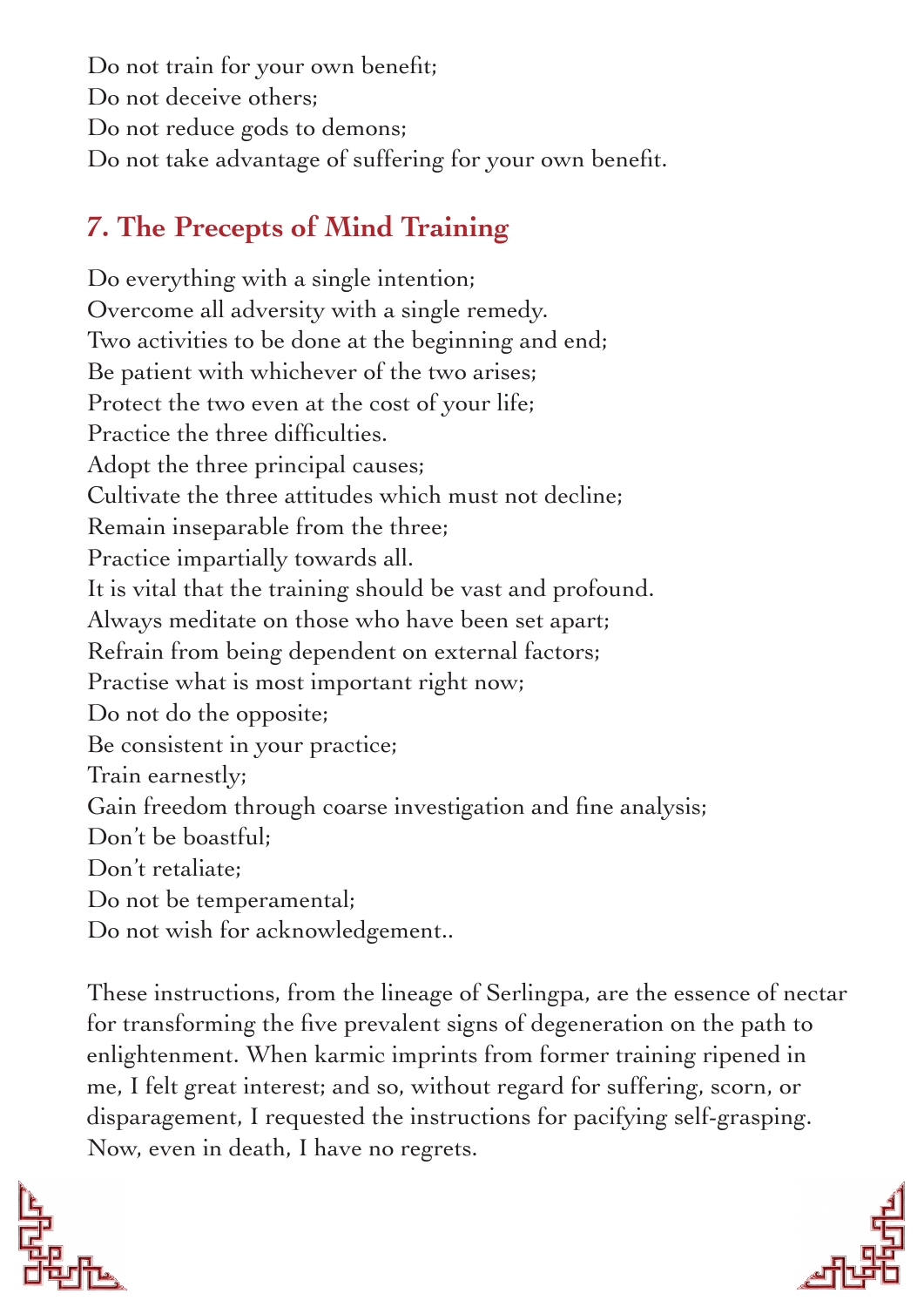Do not train for your own benefit;
Do not deceive others;
Do not reduce gods to demons;
Do not take advantage of suffering for your own benefit.

## 7. The Precepts of Mind Training

Do everything with a single intention;
Overcome all adversity with a single remedy.
Two activities to be done at the beginning and end;
Be patient with whichever of the two arises;
Protect the two even at the cost of your life;
Practice the three difficulties.
Adopt the three principal causes;
Cultivate the three attitudes which must not decline;
Remain inseparable from the three;
Practice impartially towards all.
It is vital that the training should be vast and profound.
Always meditate on those who have been set apart;
Refrain from being dependent on external factors;
Practise what is most important right now;
Do not do the opposite;
Be consistent in your practice;
Train earnestly;
Gain freedom through coarse investigation and fine analysis;
Don't be boastful;
Don't retaliate;
Do not be temperamental;
Do not wish for acknowledgement..

These instructions, from the lineage of Serlingpa, are the essence of nectar for transforming the five prevalent signs of degeneration on the path to enlightenment. When karmic imprints from former training ripened in me, I felt great interest; and so, without regard for suffering, scorn, or disparagement, I requested the instructions for pacifying self-grasping. Now, even in death, I have no regrets.